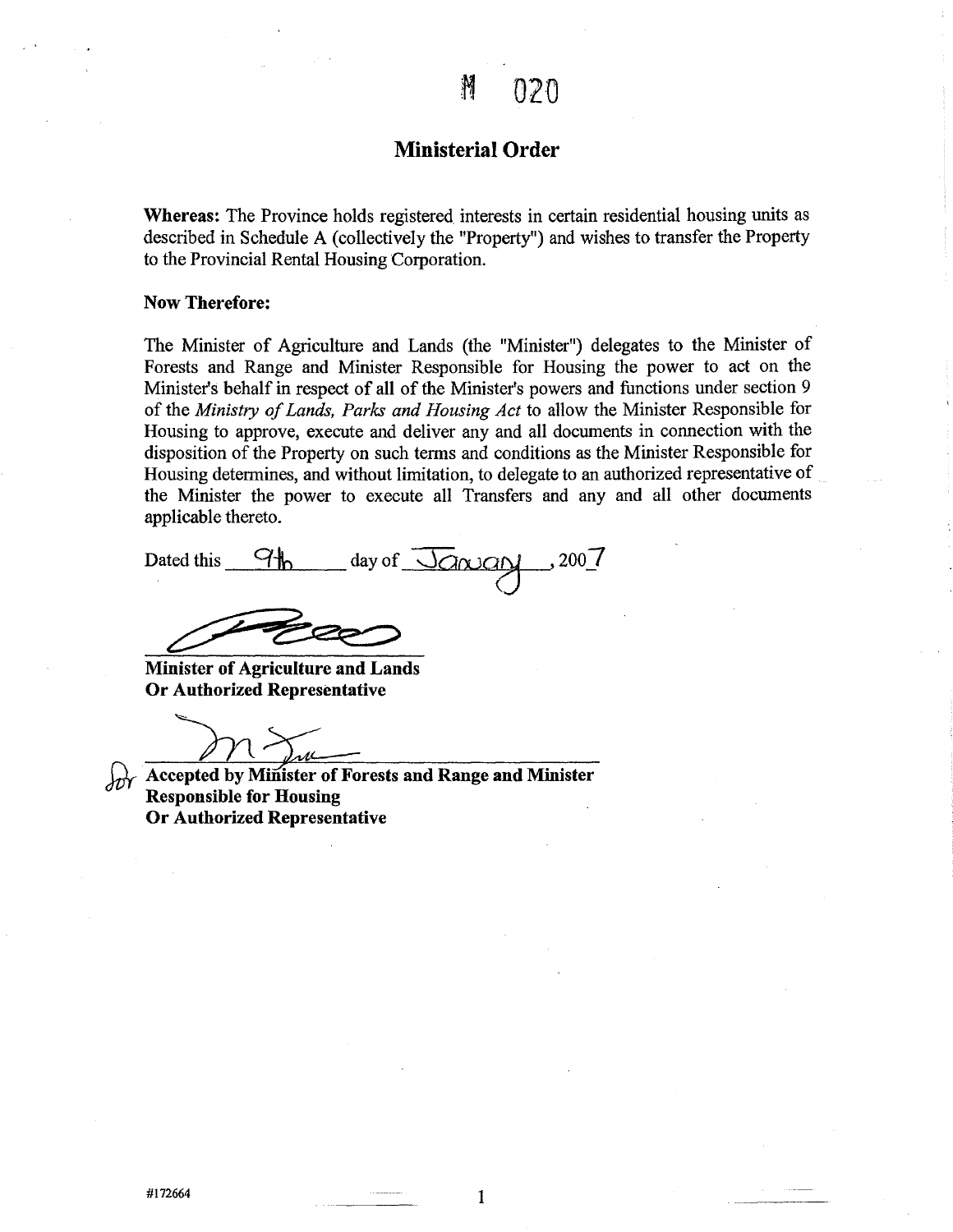M 020

# Ministerial Order

**Whereas:** The Province holds registered interests in certain residential housing units as described in Schedule A (collectively the "Property") and wishes to transfer the Property to the Provincial Rental Housing Corporation.

**Now Therefore:**

The Minister of Agriculture and Lands (the "Minister") delegates to the Minister of Forests and Range and Minister Responsible for Housing the power to act on the Minister's behalf in respect of all of the Minister's powers and functions under section 9 of the *Ministry of Lands, Parks and Housing Act* to allow the Minister Responsible for Housing to approve, execute and deliver any and all documents in connection with the disposition of the Property on such terms and conditions as the Minister Responsible for Housing determines, and without limitation, to delegate to an authorized representative of the Minister the power to execute all Transfers and any and all other documents applicable thereto.

Dated this 9th day of January, 2007

**Minister of Agriculture and Lands**
**Or Authorized Representative**

for **Accepted by Minister of Forests and Range and Minister Responsible for Housing**
**Or Authorized Representative**

#172664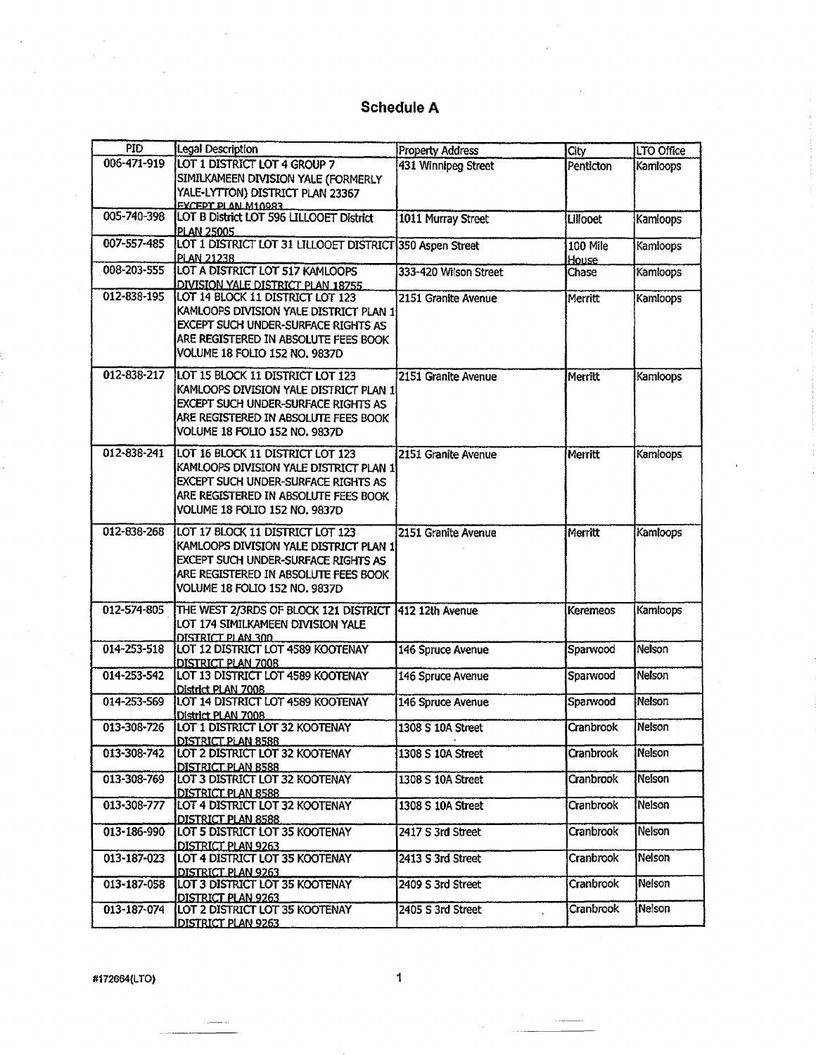# Schedule A

| PID | Legal Description | Property Address | City | LTO Office |
|---|---|---|---|---|
| 006-471-919 | LOT 1 DISTRICT LOT 4 GROUP 7 SIMILKAMEEN DIVISION YALE (FORMERLY YALE-LYTTON) DISTRICT PLAN 23367 EXCEPT PLAN M10983 | 431 Winnipeg Street | Penticton | Kamloops |
| 005-740-398 | LOT B District LOT 596 LILLOOET District PLAN 25005 | 1011 Murray Street | Lillooet | Kamloops |
| 007-557-485 | LOT 1 DISTRICT LOT 31 LILLOOET DISTRICT PLAN 21238 | 350 Aspen Street | 100 Mile House | Kamloops |
| 008-203-555 | LOT A DISTRICT LOT 517 KAMLOOPS DIVISION YALE DISTRICT PLAN 18755 | 333-420 Wilson Street | Chase | Kamloops |
| 012-838-195 | LOT 14 BLOCK 11 DISTRICT LOT 123 KAMLOOPS DIVISION YALE DISTRICT PLAN 1 EXCEPT SUCH UNDER-SURFACE RIGHTS AS ARE REGISTERED IN ABSOLUTE FEES BOOK VOLUME 18 FOLIO 152 NO. 9837D | 2151 Granite Avenue | Merritt | Kamloops |
| 012-838-217 | LOT 15 BLOCK 11 DISTRICT LOT 123 KAMLOOPS DIVISION YALE DISTRICT PLAN 1 EXCEPT SUCH UNDER-SURFACE RIGHTS AS ARE REGISTERED IN ABSOLUTE FEES BOOK VOLUME 18 FOLIO 152 NO. 9837D | 2151 Granite Avenue | Merritt | Kamloops |
| 012-838-241 | LOT 16 BLOCK 11 DISTRICT LOT 123 KAMLOOPS DIVISION YALE DISTRICT PLAN 1 EXCEPT SUCH UNDER-SURFACE RIGHTS AS ARE REGISTERED IN ABSOLUTE FEES BOOK VOLUME 18 FOLIO 152 NO. 9837D | 2151 Granite Avenue | Merritt | Kamloops |
| 012-838-268 | LOT 17 BLOCK 11 DISTRICT LOT 123 KAMLOOPS DIVISION YALE DISTRICT PLAN 1 EXCEPT SUCH UNDER-SURFACE RIGHTS AS ARE REGISTERED IN ABSOLUTE FEES BOOK VOLUME 18 FOLIO 152 NO. 9837D | 2151 Granite Avenue | Merritt | Kamloops |
| 012-574-805 | THE WEST 2/3RDS OF BLOCK 121 DISTRICT LOT 174 SIMILKAMEEN DIVISION YALE DISTRICT PLAN 300 | 412 12th Avenue | Keremeos | Kamloops |
| 014-253-518 | LOT 12 DISTRICT LOT 4589 KOOTENAY DISTRICT PLAN 7008 | 146 Spruce Avenue | Sparwood | Nelson |
| 014-253-542 | LOT 13 DISTRICT LOT 4589 KOOTENAY District PLAN 7008 | 146 Spruce Avenue | Sparwood | Nelson |
| 014-253-569 | LOT 14 DISTRICT LOT 4589 KOOTENAY District PLAN 7008 | 146 Spruce Avenue | Sparwood | Nelson |
| 013-308-726 | LOT 1 DISTRICT LOT 32 KOOTENAY DISTRICT PLAN 8588 | 1308 S 10A Street | Cranbrook | Nelson |
| 013-308-742 | LOT 2 DISTRICT LOT 32 KOOTENAY DISTRICT PLAN 8588 | 1308 S 10A Street | Cranbrook | Nelson |
| 013-308-769 | LOT 3 DISTRICT LOT 32 KOOTENAY DISTRICT PLAN 8588 | 1308 S 10A Street | Cranbrook | Nelson |
| 013-308-777 | LOT 4 DISTRICT LOT 32 KOOTENAY DISTRICT PLAN 8588 | 1308 S 10A Street | Cranbrook | Nelson |
| 013-186-990 | LOT 5 DISTRICT LOT 35 KOOTENAY DISTRICT PLAN 9263 | 2417 S 3rd Street | Cranbrook | Nelson |
| 013-187-023 | LOT 4 DISTRICT LOT 35 KOOTENAY DISTRICT PLAN 9263 | 2413 S 3rd Street | Cranbrook | Nelson |
| 013-187-058 | LOT 3 DISTRICT LOT 35 KOOTENAY DISTRICT PLAN 9263 | 2409 S 3rd Street | Cranbrook | Nelson |
| 013-187-074 | LOT 2 DISTRICT LOT 35 KOOTENAY DISTRICT PLAN 9263 | 2405 S 3rd Street | Cranbrook | Nelson |

#172664(LTO)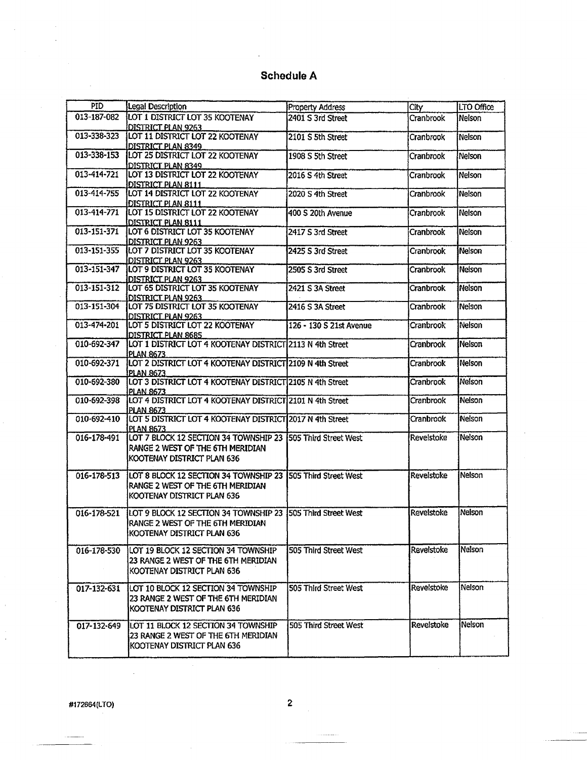# Schedule A

| PID | Legal Description | Property Address | City | LTO Office |
| --- | --- | --- | --- | --- |
| 013-187-082 | LOT 1 DISTRICT LOT 35 KOOTENAY DISTRICT PLAN 9263 | 2401 S 3rd Street | Cranbrook | Nelson |
| 013-338-323 | LOT 11 DISTRICT LOT 22 KOOTENAY DISTRICT PLAN 8349 | 2101 S 5th Street | Cranbrook | Nelson |
| 013-338-153 | LOT 25 DISTRICT LOT 22 KOOTENAY DISTRICT PLAN 8349 | 1908 S 5th Street | Cranbrook | Nelson |
| 013-414-721 | LOT 13 DISTRICT LOT 22 KOOTENAY DISTRICT PLAN 8111 | 2016 S 4th Street | Cranbrook | Nelson |
| 013-414-755 | LOT 14 DISTRICT LOT 22 KOOTENAY DISTRICT PLAN 8111 | 2020 S 4th Street | Cranbrook | Nelson |
| 013-414-771 | LOT 15 DISTRICT LOT 22 KOOTENAY DISTRICT PLAN 8111 | 400 S 20th Avenue | Cranbrook | Nelson |
| 013-151-371 | LOT 6 DISTRICT LOT 35 KOOTENAY DISTRICT PLAN 9263 | 2417 S 3rd Street | Cranbrook | Nelson |
| 013-151-355 | LOT 7 DISTRICT LOT 35 KOOTENAY DISTRICT PLAN 9263 | 2425 S 3rd Street | Cranbrook | Nelson |
| 013-151-347 | LOT 9 DISTRICT LOT 35 KOOTENAY DISTRICT PLAN 9263 | 2505 S 3rd Street | Cranbrook | Nelson |
| 013-151-312 | LOT 65 DISTRICT LOT 35 KOOTENAY DISTRICT PLAN 9263 | 2421 S 3A Street | Cranbrook | Nelson |
| 013-151-304 | LOT 75 DISTRICT LOT 35 KOOTENAY DISTRICT PLAN 9263 | 2416 S 3A Street | Cranbrook | Nelson |
| 013-474-201 | LOT 5 DISTRICT LOT 22 KOOTENAY DISTRICT PLAN 8685 | 126 - 130 S 21st Avenue | Cranbrook | Nelson |
| 010-692-347 | LOT 1 DISTRICT LOT 4 KOOTENAY DISTRICT PLAN 8673 | 2113 N 4th Street | Cranbrook | Nelson |
| 010-692-371 | LOT 2 DISTRICT LOT 4 KOOTENAY DISTRICT PLAN 8673 | 2109 N 4th Street | Cranbrook | Nelson |
| 010-692-380 | LOT 3 DISTRICT LOT 4 KOOTENAY DISTRICT PLAN 8673 | 2105 N 4th Street | Cranbrook | Nelson |
| 010-692-398 | LOT 4 DISTRICT LOT 4 KOOTENAY DISTRICT PLAN 8673 | 2101 N 4th Street | Cranbrook | Nelson |
| 010-692-410 | LOT 5 DISTRICT LOT 4 KOOTENAY DISTRICT PLAN 8673 | 2017 N 4th Street | Cranbrook | Nelson |
| 016-178-491 | LOT 7 BLOCK 12 SECTION 34 TOWNSHIP 23 RANGE 2 WEST OF THE 6TH MERIDIAN KOOTENAY DISTRICT PLAN 636 | 505 Third Street West | Revelstoke | Nelson |
| 016-178-513 | LOT 8 BLOCK 12 SECTION 34 TOWNSHIP 23 RANGE 2 WEST OF THE 6TH MERIDIAN KOOTENAY DISTRICT PLAN 636 | 505 Third Street West | Revelstoke | Nelson |
| 016-178-521 | LOT 9 BLOCK 12 SECTION 34 TOWNSHIP 23 RANGE 2 WEST OF THE 6TH MERIDIAN KOOTENAY DISTRICT PLAN 636 | 505 Third Street West | Revelstoke | Nelson |
| 016-178-530 | LOT 19 BLOCK 12 SECTION 34 TOWNSHIP 23 RANGE 2 WEST OF THE 6TH MERIDIAN KOOTENAY DISTRICT PLAN 636 | 505 Third Street West | Revelstoke | Nelson |
| 017-132-631 | LOT 10 BLOCK 12 SECTION 34 TOWNSHIP 23 RANGE 2 WEST OF THE 6TH MERIDIAN KOOTENAY DISTRICT PLAN 636 | 505 Third Street West | Revelstoke | Nelson |
| 017-132-649 | LOT 11 BLOCK 12 SECTION 34 TOWNSHIP 23 RANGE 2 WEST OF THE 6TH MERIDIAN KOOTENAY DISTRICT PLAN 636 | 505 Third Street West | Revelstoke | Nelson |

#172864(LTO)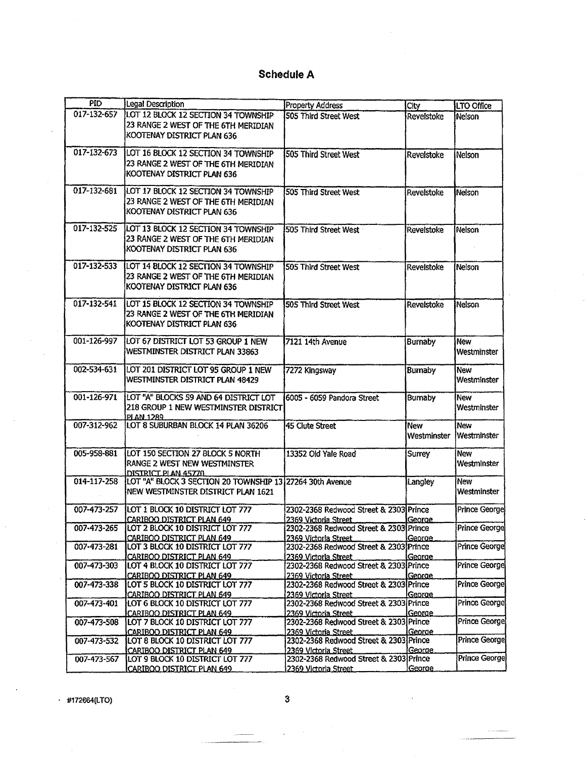## Schedule A

| PID | Legal Description | Property Address | City | LTO Office |
|---|---|---|---|---|
| 017-132-657 | LOT 12 BLOCK 12 SECTION 34 TOWNSHIP 23 RANGE 2 WEST OF THE 6TH MERIDIAN KOOTENAY DISTRICT PLAN 636 | 505 Third Street West | Revelstoke | Nelson |
| 017-132-673 | LOT 16 BLOCK 12 SECTION 34 TOWNSHIP 23 RANGE 2 WEST OF THE 6TH MERIDIAN KOOTENAY DISTRICT PLAN 636 | 505 Third Street West | Revelstoke | Nelson |
| 017-132-681 | LOT 17 BLOCK 12 SECTION 34 TOWNSHIP 23 RANGE 2 WEST OF THE 6TH MERIDIAN KOOTENAY DISTRICT PLAN 636 | 505 Third Street West | Revelstoke | Nelson |
| 017-132-525 | LOT 13 BLOCK 12 SECTION 34 TOWNSHIP 23 RANGE 2 WEST OF THE 6TH MERIDIAN KOOTENAY DISTRICT PLAN 636 | 505 Third Street West | Revelstoke | Nelson |
| 017-132-533 | LOT 14 BLOCK 12 SECTION 34 TOWNSHIP 23 RANGE 2 WEST OF THE 6TH MERIDIAN KOOTENAY DISTRICT PLAN 636 | 505 Third Street West | Revelstoke | Nelson |
| 017-132-541 | LOT 15 BLOCK 12 SECTION 34 TOWNSHIP 23 RANGE 2 WEST OF THE 6TH MERIDIAN KOOTENAY DISTRICT PLAN 636 | 505 Third Street West | Revelstoke | Nelson |
| 001-126-997 | LOT 67 DISTRICT LOT 53 GROUP 1 NEW WESTMINSTER DISTRICT PLAN 33863 | 7121 14th Avenue | Burnaby | New Westminster |
| 002-534-631 | LOT 201 DISTRICT LOT 95 GROUP 1 NEW WESTMINSTER DISTRICT PLAN 48429 | 7272 Kingsway | Burnaby | New Westminster |
| 001-126-971 | LOT "A" BLOCKS 59 AND 64 DISTRICT LOT 218 GROUP 1 NEW WESTMINSTER DISTRICT PLAN 1289 | 6005 - 6059 Pandora Street | Burnaby | New Westminster |
| 007-312-962 | LOT 8 SUBURBAN BLOCK 14 PLAN 36206 | 45 Clute Street | New Westminster | New Westminster |
| 005-958-881 | LOT 150 SECTION 27 BLOCK 5 NORTH RANGE 2 WEST NEW WESTMINSTER DISTRICT PLAN 45770 | 13352 Old Yale Road | Surrey | New Westminster |
| 014-117-258 | LOT "A" BLOCK 3 SECTION 20 TOWNSHIP 13 NEW WESTMINSTER DISTRICT PLAN 1621 | 27264 30th Avenue | Langley | New Westminster |
| 007-473-257 | LOT 1 BLOCK 10 DISTRICT LOT 777 CARIBOO DISTRICT PLAN 649 | 2302-2368 Redwood Street & 2303 2369 Victoria Street | Prince George | Prince George |
| 007-473-265 | LOT 2 BLOCK 10 DISTRICT LOT 777 CARIBOO DISTRICT PLAN 649 | 2302-2368 Redwood Street & 2303 2369 Victoria Street | Prince George | Prince George |
| 007-473-281 | LOT 3 BLOCK 10 DISTRICT LOT 777 CARIBOO DISTRICT PLAN 649 | 2302-2368 Redwood Street & 2303 2369 Victoria Street | Prince George | Prince George |
| 007-473-303 | LOT 4 BLOCK 10 DISTRICT LOT 777 CARIBOO DISTRICT PLAN 649 | 2302-2368 Redwood Street & 2303 2369 Victoria Street | Prince George | Prince George |
| 007-473-338 | LOT 5 BLOCK 10 DISTRICT LOT 777 CARIBOO DISTRICT PLAN 649 | 2302-2368 Redwood Street & 2303 2369 Victoria Street | Prince George | Prince George |
| 007-473-401 | LOT 6 BLOCK 10 DISTRICT LOT 777 CARIBOO DISTRICT PLAN 649 | 2302-2368 Redwood Street & 2303 2369 Victoria Street | Prince George | Prince George |
| 007-473-508 | LOT 7 BLOCK 10 DISTRICT LOT 777 CARIBOO DISTRICT PLAN 649 | 2302-2368 Redwood Street & 2303 2369 Victoria Street | Prince George | Prince George |
| 007-473-532 | LOT 8 BLOCK 10 DISTRICT LOT 777 CARIBOO DISTRICT PLAN 649 | 2302-2368 Redwood Street & 2303 2369 Victoria Street | Prince George | Prince George |
| 007-473-567 | LOT 9 BLOCK 10 DISTRICT LOT 777 CARIBOO DISTRICT PLAN 649 | 2302-2368 Redwood Street & 2303 2369 Victoria Street | Prince George | Prince George |

#172664(LTO)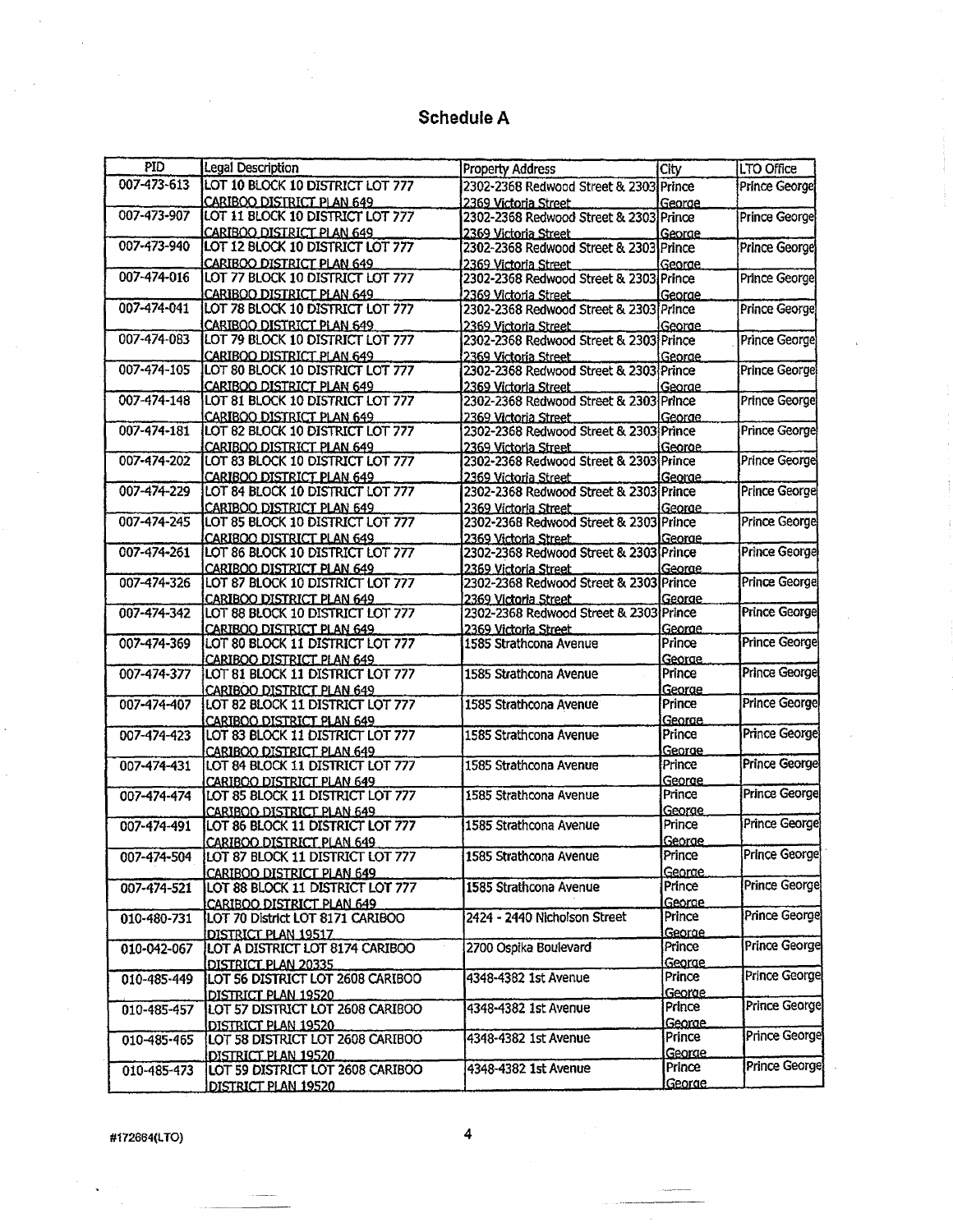# Schedule A

| PID | Legal Description | Property Address | City | LTO Office |
|---|---|---|---|---|
| 007-473-613 | LOT 10 BLOCK 10 DISTRICT LOT 777 CARIBOO DISTRICT PLAN 649 | 2302-2368 Redwood Street & 2303 2369 Victoria Street | Prince George | Prince George |
| 007-473-907 | LOT 11 BLOCK 10 DISTRICT LOT 777 CARIBOO DISTRICT PLAN 649 | 2302-2368 Redwood Street & 2303 2369 Victoria Street | Prince George | Prince George |
| 007-473-940 | LOT 12 BLOCK 10 DISTRICT LOT 777 CARIBOO DISTRICT PLAN 649 | 2302-2368 Redwood Street & 2303 2369 Victoria Street | Prince George | Prince George |
| 007-474-016 | LOT 77 BLOCK 10 DISTRICT LOT 777 CARIBOO DISTRICT PLAN 649 | 2302-2368 Redwood Street & 2303 2369 Victoria Street | Prince George | Prince George |
| 007-474-041 | LOT 78 BLOCK 10 DISTRICT LOT 777 CARIBOO DISTRICT PLAN 649 | 2302-2368 Redwood Street & 2303 2369 Victoria Street | Prince George | Prince George |
| 007-474-083 | LOT 79 BLOCK 10 DISTRICT LOT 777 CARIBOO DISTRICT PLAN 649 | 2302-2368 Redwood Street & 2303 2369 Victoria Street | Prince George | Prince George |
| 007-474-105 | LOT 80 BLOCK 10 DISTRICT LOT 777 CARIBOO DISTRICT PLAN 649 | 2302-2368 Redwood Street & 2303 2369 Victoria Street | Prince George | Prince George |
| 007-474-148 | LOT 81 BLOCK 10 DISTRICT LOT 777 CARIBOO DISTRICT PLAN 649 | 2302-2368 Redwood Street & 2303 2369 Victoria Street | Prince George | Prince George |
| 007-474-181 | LOT 82 BLOCK 10 DISTRICT LOT 777 CARIBOO DISTRICT PLAN 649 | 2302-2368 Redwood Street & 2303 2369 Victoria Street | Prince George | Prince George |
| 007-474-202 | LOT 83 BLOCK 10 DISTRICT LOT 777 CARIBOO DISTRICT PLAN 649 | 2302-2368 Redwood Street & 2303 2369 Victoria Street | Prince George | Prince George |
| 007-474-229 | LOT 84 BLOCK 10 DISTRICT LOT 777 CARIBOO DISTRICT PLAN 649 | 2302-2368 Redwood Street & 2303 2369 Victoria Street | Prince George | Prince George |
| 007-474-245 | LOT 85 BLOCK 10 DISTRICT LOT 777 CARIBOO DISTRICT PLAN 649 | 2302-2368 Redwood Street & 2303 2369 Victoria Street | Prince George | Prince George |
| 007-474-261 | LOT 86 BLOCK 10 DISTRICT LOT 777 CARIBOO DISTRICT PLAN 649 | 2302-2368 Redwood Street & 2303 2369 Victoria Street | Prince George | Prince George |
| 007-474-326 | LOT 87 BLOCK 10 DISTRICT LOT 777 CARIBOO DISTRICT PLAN 649 | 2302-2368 Redwood Street & 2303 2369 Victoria Street | Prince George | Prince George |
| 007-474-342 | LOT 88 BLOCK 10 DISTRICT LOT 777 CARIBOO DISTRICT PLAN 649 | 2302-2368 Redwood Street & 2303 2369 Victoria Street | Prince George | Prince George |
| 007-474-369 | LOT 80 BLOCK 11 DISTRICT LOT 777 CARIBOO DISTRICT PLAN 649 | 1585 Strathcona Avenue | Prince George | Prince George |
| 007-474-377 | LOT 81 BLOCK 11 DISTRICT LOT 777 CARIBOO DISTRICT PLAN 649 | 1585 Strathcona Avenue | Prince George | Prince George |
| 007-474-407 | LOT 82 BLOCK 11 DISTRICT LOT 777 CARIBOO DISTRICT PLAN 649 | 1585 Strathcona Avenue | Prince George | Prince George |
| 007-474-423 | LOT 83 BLOCK 11 DISTRICT LOT 777 CARIBOO DISTRICT PLAN 649 | 1585 Strathcona Avenue | Prince George | Prince George |
| 007-474-431 | LOT 84 BLOCK 11 DISTRICT LOT 777 CARIBOO DISTRICT PLAN 649 | 1585 Strathcona Avenue | Prince George | Prince George |
| 007-474-474 | LOT 85 BLOCK 11 DISTRICT LOT 777 CARIBOO DISTRICT PLAN 649 | 1585 Strathcona Avenue | Prince George | Prince George |
| 007-474-491 | LOT 86 BLOCK 11 DISTRICT LOT 777 CARIBOO DISTRICT PLAN 649 | 1585 Strathcona Avenue | Prince George | Prince George |
| 007-474-504 | LOT 87 BLOCK 11 DISTRICT LOT 777 CARIBOO DISTRICT PLAN 649 | 1585 Strathcona Avenue | Prince George | Prince George |
| 007-474-521 | LOT 88 BLOCK 11 DISTRICT LOT 777 CARIBOO DISTRICT PLAN 649 | 1585 Strathcona Avenue | Prince George | Prince George |
| 010-480-731 | LOT 70 District LOT 8171 CARIBOO DISTRICT PLAN 19517 | 2424 - 2440 Nicholson Street | Prince George | Prince George |
| 010-042-067 | LOT A DISTRICT LOT 8174 CARIBOO DISTRICT PLAN 20335 | 2700 Ospika Boulevard | Prince George | Prince George |
| 010-485-449 | LOT 56 DISTRICT LOT 2608 CARIBOO DISTRICT PLAN 19520 | 4348-4382 1st Avenue | Prince George | Prince George |
| 010-485-457 | LOT 57 DISTRICT LOT 2608 CARIBOO DISTRICT PLAN 19520 | 4348-4382 1st Avenue | Prince George | Prince George |
| 010-485-465 | LOT 58 DISTRICT LOT 2608 CARIBOO DISTRICT PLAN 19520 | 4348-4382 1st Avenue | Prince George | Prince George |
| 010-485-473 | LOT 59 DISTRICT LOT 2608 CARIBOO DISTRICT PLAN 19520 | 4348-4382 1st Avenue | Prince George | Prince George |

#172664(LTO)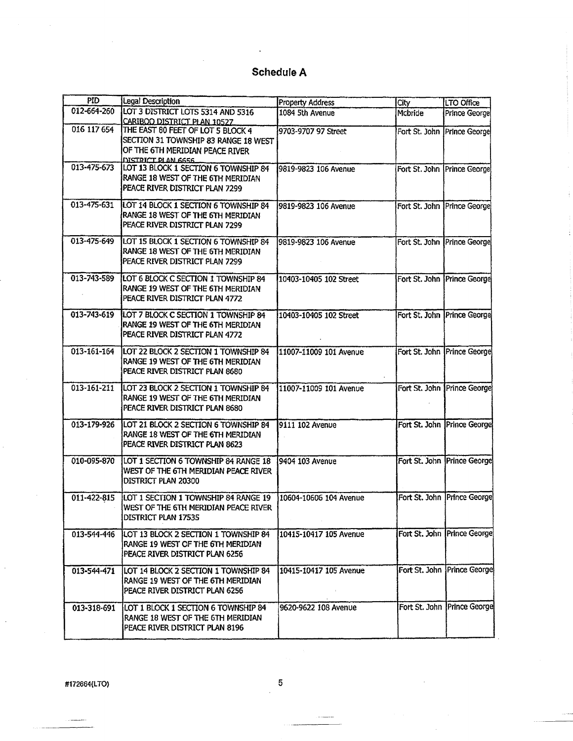# Schedule A

| PID | Legal Description | Property Address | City | LTO Office |
|---|---|---|---|---|
| 012-664-260 | LOT 3 DISTRICT LOTS 5314 AND 5316 CARIBOO DISTRICT PLAN 10527 | 1084 5th Avenue | Mcbride | Prince George |
| 016 117 654 | THE EAST 80 FEET OF LOT 5 BLOCK 4 SECTION 31 TOWNSHIP 83 RANGE 18 WEST OF THE 6TH MERIDIAN PEACE RIVER DISTRICT PLAN 6656 | 9703-9707 97 Street | Fort St. John | Prince George |
| 013-475-673 | LOT 13 BLOCK 1 SECTION 6 TOWNSHIP 84 RANGE 18 WEST OF THE 6TH MERIDIAN PEACE RIVER DISTRICT PLAN 7299 | 9819-9823 106 Avenue | Fort St. John | Prince George |
| 013-475-631 | LOT 14 BLOCK 1 SECTION 6 TOWNSHIP 84 RANGE 18 WEST OF THE 6TH MERIDIAN PEACE RIVER DISTRICT PLAN 7299 | 9819-9823 106 Avenue | Fort St. John | Prince George |
| 013-475-649 | LOT 15 BLOCK 1 SECTION 6 TOWNSHIP 84 RANGE 18 WEST OF THE 6TH MERIDIAN PEACE RIVER DISTRICT PLAN 7299 | 9819-9823 106 Avenue | Fort St. John | Prince George |
| 013-743-589 | LOT 6 BLOCK C SECTION 1 TOWNSHIP 84 RANGE 19 WEST OF THE 6TH MERIDIAN PEACE RIVER DISTRICT PLAN 4772 | 10403-10405 102 Street | Fort St. John | Prince George |
| 013-743-619 | LOT 7 BLOCK C SECTION 1 TOWNSHIP 84 RANGE 19 WEST OF THE 6TH MERIDIAN PEACE RIVER DISTRICT PLAN 4772 | 10403-10405 102 Street | Fort St. John | Prince George |
| 013-161-164 | LOT 22 BLOCK 2 SECTION 1 TOWNSHIP 84 RANGE 19 WEST OF THE 6TH MERIDIAN PEACE RIVER DISTRICT PLAN 8680 | 11007-11009 101 Avenue | Fort St. John | Prince George |
| 013-161-211 | LOT 23 BLOCK 2 SECTION 1 TOWNSHIP 84 RANGE 19 WEST OF THE 6TH MERIDIAN PEACE RIVER DISTRICT PLAN 8680 | 11007-11009 101 Avenue | Fort St. John | Prince George |
| 013-179-926 | LOT 21 BLOCK 2 SECTION 6 TOWNSHIP 84 RANGE 18 WEST OF THE 6TH MERIDIAN PEACE RIVER DISTRICT PLAN 8623 | 9111 102 Avenue | Fort St. John | Prince George |
| 010-095-870 | LOT 1 SECTION 6 TOWNSHIP 84 RANGE 18 WEST OF THE 6TH MERIDIAN PEACE RIVER DISTRICT PLAN 20300 | 9404 103 Avenue | Fort St. John | Prince George |
| 011-422-815 | LOT 1 SECTION 1 TOWNSHIP 84 RANGE 19 WEST OF THE 6TH MERIDIAN PEACE RIVER DISTRICT PLAN 17535 | 10604-10606 104 Avenue | Fort St. John | Prince George |
| 013-544-446 | LOT 13 BLOCK 2 SECTION 1 TOWNSHIP 84 RANGE 19 WEST OF THE 6TH MERIDIAN PEACE RIVER DISTRICT PLAN 6256 | 10415-10417 105 Avenue | Fort St. John | Prince George |
| 013-544-471 | LOT 14 BLOCK 2 SECTION 1 TOWNSHIP 84 RANGE 19 WEST OF THE 6TH MERIDIAN PEACE RIVER DISTRICT PLAN 6256 | 10415-10417 105 Avenue | Fort St. John | Prince George |
| 013-318-691 | LOT 1 BLOCK 1 SECTION 6 TOWNSHIP 84 RANGE 18 WEST OF THE 6TH MERIDIAN PEACE RIVER DISTRICT PLAN 8196 | 9620-9622 108 Avenue | Fort St. John | Prince George |

#172664(LTO)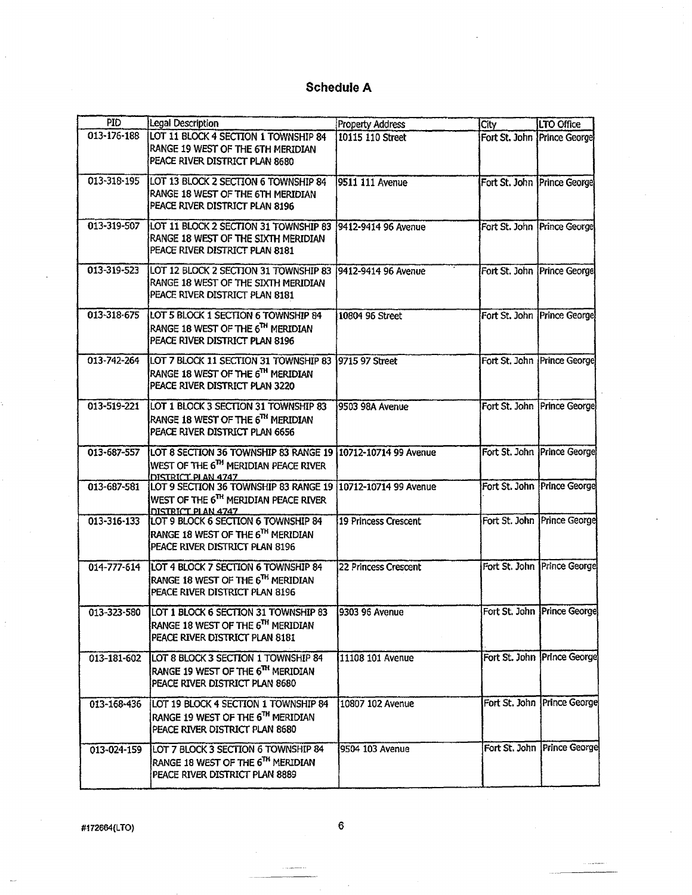# Schedule A

| PID | Legal Description | Property Address | City | LTO Office |
|---|---|---|---|---|
| 013-176-188 | LOT 11 BLOCK 4 SECTION 1 TOWNSHIP 84 RANGE 19 WEST OF THE 6TH MERIDIAN PEACE RIVER DISTRICT PLAN 8680 | 10115 110 Street | Fort St. John | Prince George |
| 013-318-195 | LOT 13 BLOCK 2 SECTION 6 TOWNSHIP 84 RANGE 18 WEST OF THE 6TH MERIDIAN PEACE RIVER DISTRICT PLAN 8196 | 9511 111 Avenue | Fort St. John | Prince George |
| 013-319-507 | LOT 11 BLOCK 2 SECTION 31 TOWNSHIP 83 RANGE 18 WEST OF THE SIXTH MERIDIAN PEACE RIVER DISTRICT PLAN 8181 | 9412-9414 96 Avenue | Fort St. John | Prince George |
| 013-319-523 | LOT 12 BLOCK 2 SECTION 31 TOWNSHIP 83 RANGE 18 WEST OF THE SIXTH MERIDIAN PEACE RIVER DISTRICT PLAN 8181 | 9412-9414 96 Avenue | Fort St. John | Prince George |
| 013-318-675 | LOT 5 BLOCK 1 SECTION 6 TOWNSHIP 84 RANGE 18 WEST OF THE 6TH MERIDIAN PEACE RIVER DISTRICT PLAN 8196 | 10804 96 Street | Fort St. John | Prince George |
| 013-742-264 | LOT 7 BLOCK 11 SECTION 31 TOWNSHIP 83 RANGE 18 WEST OF THE 6TH MERIDIAN PEACE RIVER DISTRICT PLAN 3220 | 9715 97 Street | Fort St. John | Prince George |
| 013-519-221 | LOT 1 BLOCK 3 SECTION 31 TOWNSHIP 83 RANGE 18 WEST OF THE 6TH MERIDIAN PEACE RIVER DISTRICT PLAN 6656 | 9503 98A Avenue | Fort St. John | Prince George |
| 013-687-557 | LOT 8 SECTION 36 TOWNSHIP 83 RANGE 19 WEST OF THE 6TH MERIDIAN PEACE RIVER DISTRICT PLAN 4747 | 10712-10714 99 Avenue | Fort St. John | Prince George |
| 013-687-581 | LOT 9 SECTION 36 TOWNSHIP 83 RANGE 19 WEST OF THE 6TH MERIDIAN PEACE RIVER DISTRICT PLAN 4747 | 10712-10714 99 Avenue | Fort St. John | Prince George |
| 013-316-133 | LOT 9 BLOCK 6 SECTION 6 TOWNSHIP 84 RANGE 18 WEST OF THE 6TH MERIDIAN PEACE RIVER DISTRICT PLAN 8196 | 19 Princess Crescent | Fort St. John | Prince George |
| 014-777-614 | LOT 4 BLOCK 7 SECTION 6 TOWNSHIP 84 RANGE 18 WEST OF THE 6TH MERIDIAN PEACE RIVER DISTRICT PLAN 8196 | 22 Princess Crescent | Fort St. John | Prince George |
| 013-323-580 | LOT 1 BLOCK 6 SECTION 31 TOWNSHIP 83 RANGE 18 WEST OF THE 6TH MERIDIAN PEACE RIVER DISTRICT PLAN 8181 | 9303 96 Avenue | Fort St. John | Prince George |
| 013-181-602 | LOT 8 BLOCK 3 SECTION 1 TOWNSHIP 84 RANGE 19 WEST OF THE 6TH MERIDIAN PEACE RIVER DISTRICT PLAN 8680 | 11108 101 Avenue | Fort St. John | Prince George |
| 013-168-436 | LOT 19 BLOCK 4 SECTION 1 TOWNSHIP 84 RANGE 19 WEST OF THE 6TH MERIDIAN PEACE RIVER DISTRICT PLAN 8680 | 10807 102 Avenue | Fort St. John | Prince George |
| 013-024-159 | LOT 7 BLOCK 3 SECTION 6 TOWNSHIP 84 RANGE 18 WEST OF THE 6TH MERIDIAN PEACE RIVER DISTRICT PLAN 8889 | 9504 103 Avenue | Fort St. John | Prince George |

#172664(LTO)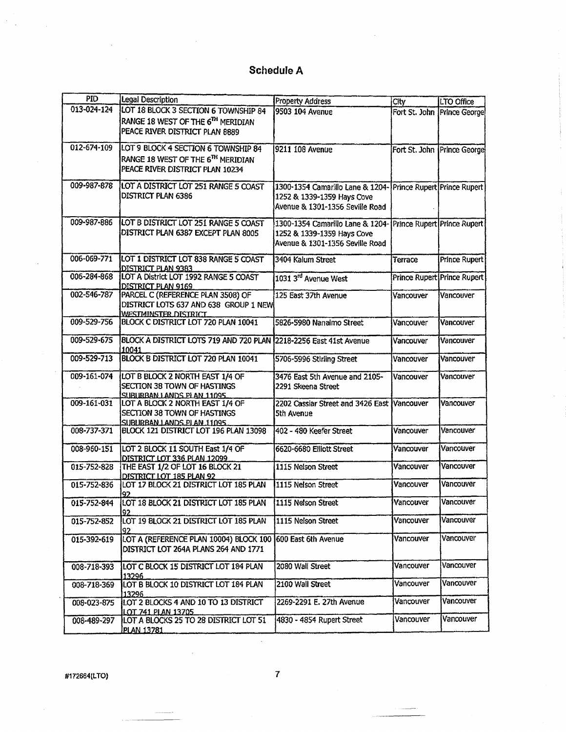# Schedule A

| PID | Legal Description | Property Address | City | LTO Office |
|---|---|---|---|---|
| 013-024-124 | LOT 18 BLOCK 3 SECTION 6 TOWNSHIP 84 RANGE 18 WEST OF THE 6TH MERIDIAN PEACE RIVER DISTRICT PLAN 8889 | 9503 104 Avenue | Fort St. John | Prince George |
| 012-674-109 | LOT 9 BLOCK 4 SECTION 6 TOWNSHIP 84 RANGE 18 WEST OF THE 6TH MERIDIAN PEACE RIVER DISTRICT PLAN 10234 | 9211 108 Avenue | Fort St. John | Prince George |
| 009-987-878 | LOT A DISTRICT LOT 251 RANGE 5 COAST DISTRICT PLAN 6386 | 1300-1354 Camarillo Lane & 1204-1252 & 1339-1359 Hays Cove Avenue & 1301-1356 Seville Road | Prince Rupert | Prince Rupert |
| 009-987-886 | LOT B DISTRICT LOT 251 RANGE 5 COAST DISTRICT PLAN 6387 EXCEPT PLAN 8005 | 1300-1354 Camarillo Lane & 1204-1252 & 1339-1359 Hays Cove Avenue & 1301-1356 Seville Road | Prince Rupert | Prince Rupert |
| 006-069-771 | LOT 1 DISTRICT LOT 838 RANGE 5 COAST DISTRICT PLAN 9383 | 3404 Kalum Street | Terrace | Prince Rupert |
| 006-284-868 | LOT A District LOT 1992 RANGE 5 COAST DISTRICT PLAN 9169 | 1031 3rd Avenue West | Prince Rupert | Prince Rupert |
| 002-546-787 | PARCEL C (REFERENCE PLAN 3508) OF DISTRICT LOTS 637 AND 638 GROUP 1 NEW WESTMINSTER DISTRICT | 125 East 37th Avenue | Vancouver | Vancouver |
| 009-529-756 | BLOCK C DISTRICT LOT 720 PLAN 10041 | 5826-5980 Nanaimo Street | Vancouver | Vancouver |
| 009-529-675 | BLOCK A DISTRICT LOTS 719 AND 720 PLAN 10041 | 2218-2256 East 41st Avenue | Vancouver | Vancouver |
| 009-529-713 | BLOCK B DISTRICT LOT 720 PLAN 10041 | 5706-5996 Stirling Street | Vancouver | Vancouver |
| 009-161-074 | LOT B BLOCK 2 NORTH EAST 1/4 OF SECTION 38 TOWN OF HASTINGS SUBURBAN LANDS PLAN 11095 | 3476 East 5th Avenue and 2105-2291 Skeena Street | Vancouver | Vancouver |
| 009-161-031 | LOT A BLOCK 2 NORTH EAST 1/4 OF SECTION 38 TOWN OF HASTINGS SUBURBAN LANDS PLAN 11095 | 2202 Cassiar Street and 3426 East 5th Avenue | Vancouver | Vancouver |
| 008-737-371 | BLOCK 121 DISTRICT LOT 196 PLAN 13098 | 402 - 480 Keefer Street | Vancouver | Vancouver |
| 008-960-151 | LOT 2 BLOCK 11 SOUTH East 1/4 OF DISTRICT LOT 336 PLAN 12099 | 6620-6680 Elliott Street | Vancouver | Vancouver |
| 015-752-828 | THE EAST 1/2 OF LOT 16 BLOCK 21 DISTRICT LOT 185 PLAN 92 | 1115 Nelson Street | Vancouver | Vancouver |
| 015-752-836 | LOT 17 BLOCK 21 DISTRICT LOT 185 PLAN 92 | 1115 Nelson Street | Vancouver | Vancouver |
| 015-752-844 | LOT 18 BLOCK 21 DISTRICT LOT 185 PLAN 92 | 1115 Nelson Street | Vancouver | Vancouver |
| 015-752-852 | LOT 19 BLOCK 21 DISTRICT LOT 185 PLAN 92 | 1115 Nelson Street | Vancouver | Vancouver |
| 015-392-619 | LOT A (REFERENCE PLAN 10004) BLOCK 100 DISTRICT LOT 264A PLANS 264 AND 1771 | 600 East 6th Avenue | Vancouver | Vancouver |
| 008-718-393 | LOT C BLOCK 15 DISTRICT LOT 184 PLAN 13296 | 2080 Wall Street | Vancouver | Vancouver |
| 008-718-369 | LOT B BLOCK 10 DISTRICT LOT 184 PLAN 13296 | 2100 Wall Street | Vancouver | Vancouver |
| 008-023-875 | LOT 2 BLOCKS 4 AND 10 TO 13 DISTRICT LOT 741 PLAN 13705 | 2269-2291 E. 27th Avenue | Vancouver | Vancouver |
| 008-489-297 | LOT A BLOCKS 25 TO 28 DISTRICT LOT 51 PLAN 13781 | 4830 - 4854 Rupert Street | Vancouver | Vancouver |

#172664(LTO)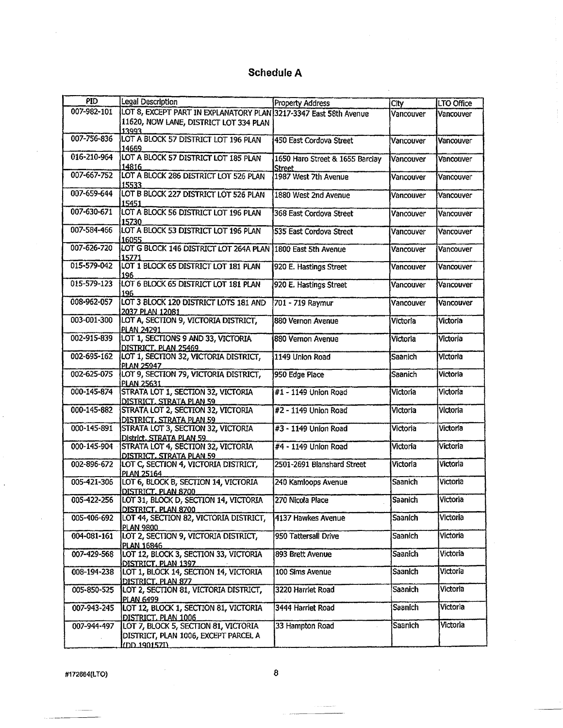# Schedule A

| PID | Legal Description | Property Address | City | LTO Office |
|---|---|---|---|---|
| 007-982-101 | LOT 8, EXCEPT PART IN EXPLANATORY PLAN 11620, NOW LANE, DISTRICT LOT 334 PLAN 13993 | 3217-3347 East 58th Avenue | Vancouver | Vancouver |
| 007-756-836 | LOT A BLOCK 57 DISTRICT LOT 196 PLAN 14669 | 450 East Cordova Street | Vancouver | Vancouver |
| 016-210-964 | LOT A BLOCK 57 DISTRICT LOT 185 PLAN 14816 | 1650 Haro Street & 1655 Barclay Street | Vancouver | Vancouver |
| 007-667-752 | LOT A BLOCK 286 DISTRICT LOT 526 PLAN 15533 | 1987 West 7th Avenue | Vancouver | Vancouver |
| 007-659-644 | LOT B BLOCK 227 DISTRICT LOT 526 PLAN 15451 | 1880 West 2nd Avenue | Vancouver | Vancouver |
| 007-630-671 | LOT A BLOCK 56 DISTRICT LOT 196 PLAN 15730 | 368 East Cordova Street | Vancouver | Vancouver |
| 007-584-466 | LOT A BLOCK 53 DISTRICT LOT 196 PLAN 16055 | 535 East Cordova Street | Vancouver | Vancouver |
| 007-626-720 | LOT G BLOCK 146 DISTRICT LOT 264A PLAN 15771 | 1800 East 5th Avenue | Vancouver | Vancouver |
| 015-579-042 | LOT 1 BLOCK 65 DISTRICT LOT 181 PLAN 196 | 920 E. Hastings Street | Vancouver | Vancouver |
| 015-579-123 | LOT 6 BLOCK 65 DISTRICT LOT 181 PLAN 196 | 920 E. Hastings Street | Vancouver | Vancouver |
| 008-962-057 | LOT 3 BLOCK 120 DISTRICT LOTS 181 AND 2037 PLAN 12081 | 701 - 719 Raymur | Vancouver | Vancouver |
| 003-001-300 | LOT A, SECTION 9, VICTORIA DISTRICT, PLAN 24291 | 880 Vernon Avenue | Victoria | Victoria |
| 002-915-839 | LOT 1, SECTIONS 9 AND 33, VICTORIA DISTRICT, PLAN 25469 | 880 Vernon Avenue | Victoria | Victoria |
| 002-695-162 | LOT 1, SECTION 32, VICTORIA DISTRICT, PLAN 25947 | 1149 Union Road | Saanich | Victoria |
| 002-625-075 | LOT 9, SECTION 79, VICTORIA DISTRICT, PLAN 25631 | 950 Edge Place | Saanich | Victoria |
| 000-145-874 | STRATA LOT 1, SECTION 32, VICTORIA DISTRICT, STRATA PLAN 59 | #1 - 1149 Union Road | Victoria | Victoria |
| 000-145-882 | STRATA LOT 2, SECTION 32, VICTORIA DISTRICT, STRATA PLAN 59 | #2 - 1149 Union Road | Victoria | Victoria |
| 000-145-891 | STRATA LOT 3, SECTION 32, VICTORIA District, STRATA PLAN 59 | #3 - 1149 Union Road | Victoria | Victoria |
| 000-145-904 | STRATA LOT 4, SECTION 32, VICTORIA DISTRICT, STRATA PLAN 59 | #4 - 1149 Union Road | Victoria | Victoria |
| 002-896-672 | LOT C, SECTION 4, VICTORIA DISTRICT, PLAN 25164 | 2501-2691 Blanshard Street | Victoria | Victoria |
| 005-421-306 | LOT 6, BLOCK B, SECTION 14, VICTORIA DISTRICT, PLAN 8700 | 240 Kamloops Avenue | Saanich | Victoria |
| 005-422-256 | LOT 31, BLOCK D, SECTION 14, VICTORIA DISTRICT, PLAN 8700 | 270 Nicola Place | Saanich | Victoria |
| 005-406-692 | LOT 44, SECTION 82, VICTORIA DISTRICT, PLAN 9800 | 4137 Hawkes Avenue | Saanich | Victoria |
| 004-081-161 | LOT 2, SECTION 9, VICTORIA DISTRICT, PLAN 16846 | 950 Tattersall Drive | Saanich | Victoria |
| 007-429-568 | LOT 12, BLOCK 3, SECTION 33, VICTORIA DISTRICT, PLAN 1397 | 893 Brett Avenue | Saanich | Victoria |
| 008-194-238 | LOT 1, BLOCK 14, SECTION 14, VICTORIA DISTRICT, PLAN 877 | 100 Sims Avenue | Saanich | Victoria |
| 005-850-525 | LOT 2, SECTION 81, VICTORIA DISTRICT, PLAN 6499 | 3220 Harriet Road | Saanich | Victoria |
| 007-943-245 | LOT 12, BLOCK 1, SECTION 81, VICTORIA DISTRICT, PLAN 1006 | 3444 Harriet Road | Saanich | Victoria |
| 007-944-497 | LOT 7, BLOCK 5, SECTION 81, VICTORIA DISTRICT, PLAN 1006, EXCEPT PARCEL A (DD 190157I) | 33 Hampton Road | Saanich | Victoria |

#172664(LTO)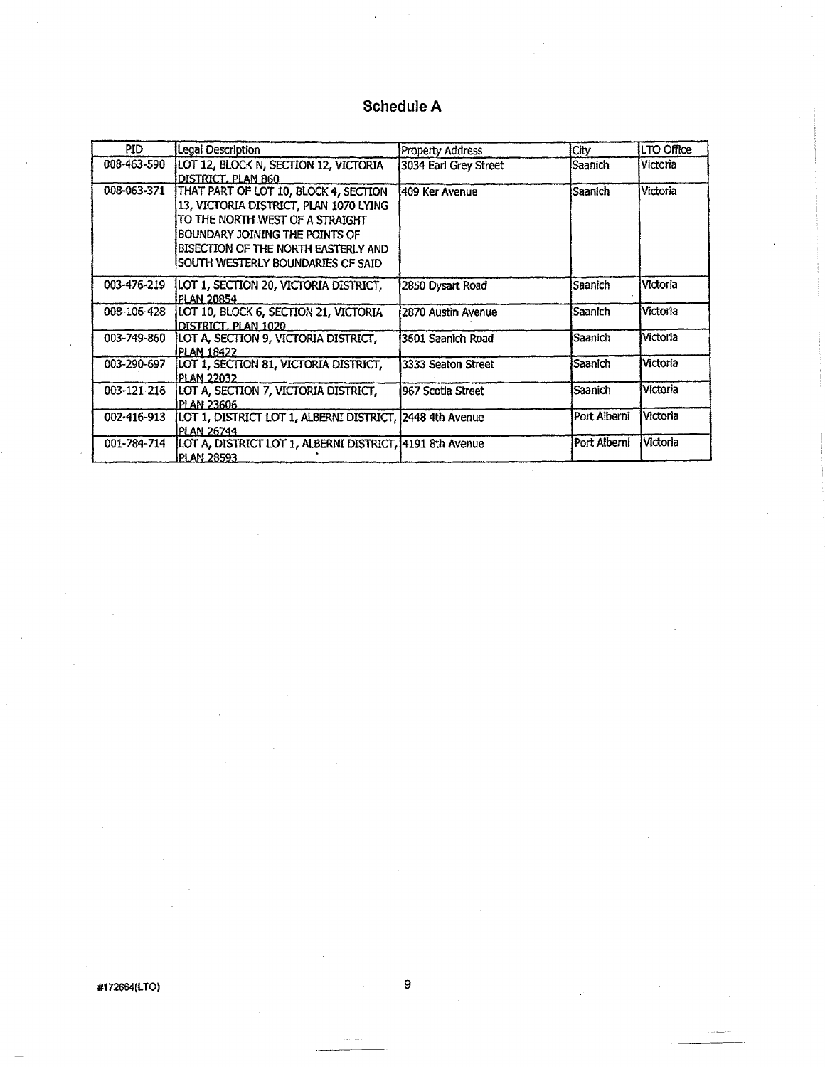## Schedule A

| PID | Legal Description | Property Address | City | LTO Office |
|---|---|---|---|---|
| 008-463-590 | LOT 12, BLOCK N, SECTION 12, VICTORIA DISTRICT, PLAN 860 | 3034 Earl Grey Street | Saanich | Victoria |
| 008-063-371 | THAT PART OF LOT 10, BLOCK 4, SECTION 13, VICTORIA DISTRICT, PLAN 1070 LYING TO THE NORTH WEST OF A STRAIGHT BOUNDARY JOINING THE POINTS OF BISECTION OF THE NORTH EASTERLY AND SOUTH WESTERLY BOUNDARIES OF SAID | 409 Ker Avenue | Saanich | Victoria |
| 003-476-219 | LOT 1, SECTION 20, VICTORIA DISTRICT, PLAN 20854 | 2850 Dysart Road | Saanich | Victoria |
| 008-106-428 | LOT 10, BLOCK 6, SECTION 21, VICTORIA DISTRICT, PLAN 1020 | 2870 Austin Avenue | Saanich | Victoria |
| 003-749-860 | LOT A, SECTION 9, VICTORIA DISTRICT, PLAN 18422 | 3601 Saanich Road | Saanich | Victoria |
| 003-290-697 | LOT 1, SECTION 81, VICTORIA DISTRICT, PLAN 22032 | 3333 Seaton Street | Saanich | Victoria |
| 003-121-216 | LOT A, SECTION 7, VICTORIA DISTRICT, PLAN 23606 | 967 Scotia Street | Saanich | Victoria |
| 002-416-913 | LOT 1, DISTRICT LOT 1, ALBERNI DISTRICT, PLAN 26744 | 2448 4th Avenue | Port Alberni | Victoria |
| 001-784-714 | LOT A, DISTRICT LOT 1, ALBERNI DISTRICT, PLAN 28593 | 4191 8th Avenue | Port Alberni | Victoria |

#172664(LTO)